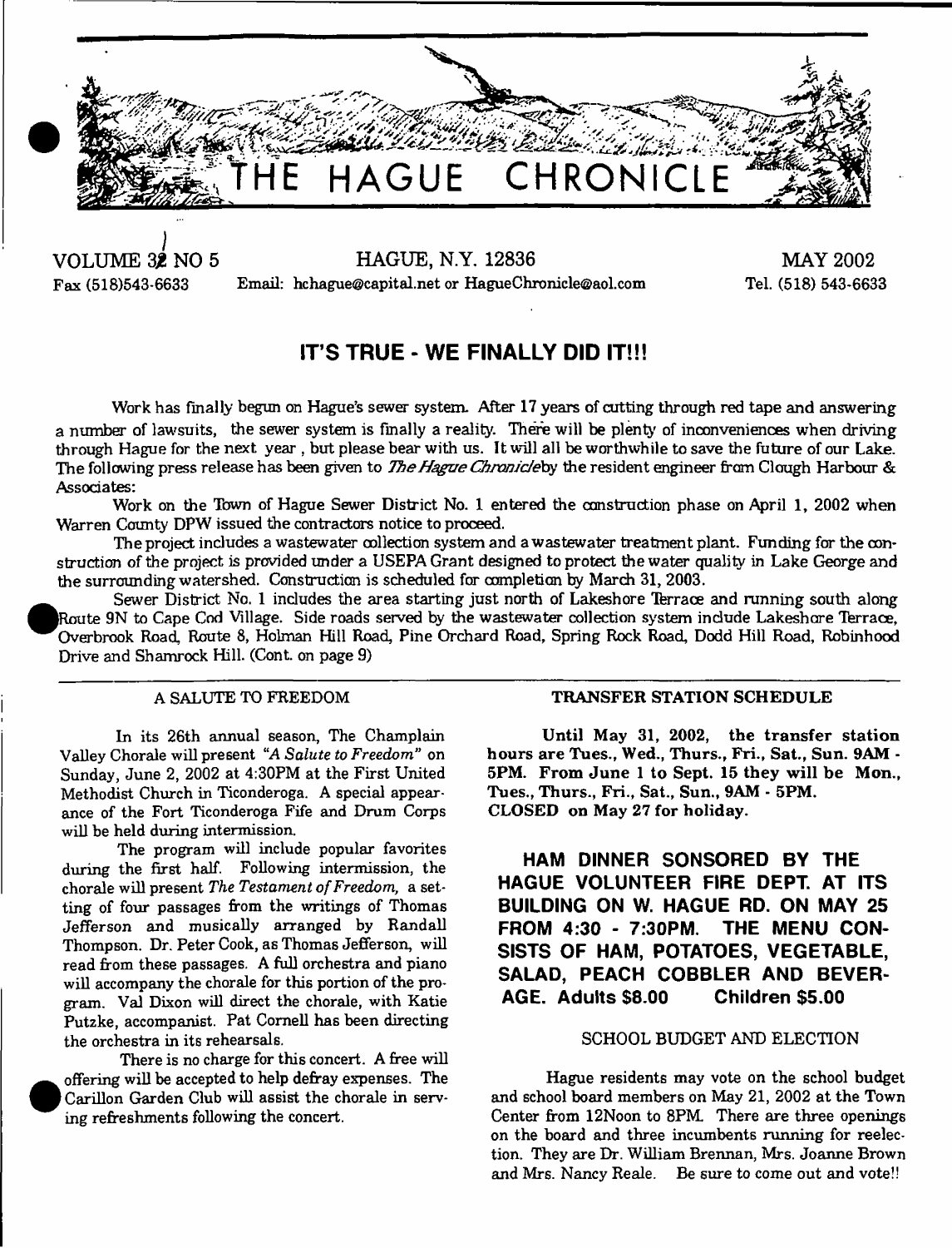# THE HAGUE CHRONICLE

VOLUME 32 NO 5 — HAGUE, N.Y. 12836 — MAY 2002

Fax (518)543-6633 — Email: hchague@capital.net or HagueChronicle@aol.com — Tel. (518) 543-6633

## IT'S TRUE - WE FINALLY DID IT!!!

Work has finally begun on Hague's sewer system. After 17 years of cutting through red tape and answering a number of lawsuits, the sewer system is finally a reality. There will be plenty of inconveniences when driving through Hague for the next year, but please bear with us. It will all be worthwhile to save the future of our Lake. The following press release has been given to *The Hague Chronicle* by the resident engineer from Clough Harbour & Associates:

Work on the Town of Hague Sewer District No. 1 entered the construction phase on April 1, 2002 when Warren County DPW issued the contractors notice to proceed.

The project includes a wastewater collection system and a wastewater treatment plant. Funding for the construction of the project is provided under a USEPA Grant designed to protect the water quality in Lake George and the surrounding watershed. Construction is scheduled for completion by March 31, 2003.

Sewer District No. 1 includes the area starting just north of Lakeshore Terrace and running south along Route 9N to Cape Cod Village. Side roads served by the wastewater collection system include Lakeshore Terrace, Overbrook Road, Route 8, Holman Hill Road, Pine Orchard Road, Spring Rock Road, Dodd Hill Road, Robinhood Drive and Shamrock Hill. (Cont. on page 9)

### A SALUTE TO FREEDOM

In its 26th annual season, The Champlain Valley Chorale will present *"A Salute to Freedom"* on Sunday, June 2, 2002 at 4:30PM at the First United Methodist Church in Ticonderoga. A special appearance of the Fort Ticonderoga Fife and Drum Corps will be held during intermission.

The program will include popular favorites during the first half. Following intermission, the chorale will present *The Testament of Freedom,* a setting of four passages from the writings of Thomas Jefferson and musically arranged by Randall Thompson. Dr. Peter Cook, as Thomas Jefferson, will read from these passages. A full orchestra and piano will accompany the chorale for this portion of the program. Val Dixon will direct the chorale, with Katie Putzke, accompanist. Pat Cornell has been directing the orchestra in its rehearsals.

There is no charge for this concert. A free will offering will be accepted to help defray expenses. The Carillon Garden Club will assist the chorale in serving refreshments following the concert.

### TRANSFER STATION SCHEDULE

**Until May 31, 2002, the transfer station hours are Tues., Wed., Thurs., Fri., Sat., Sun. 9AM - 5PM. From June 1 to Sept. 15 they will be Mon., Tues., Thurs., Fri., Sat., Sun., 9AM - 5PM. CLOSED on May 27 for holiday.**

**HAM DINNER SONSORED BY THE HAGUE VOLUNTEER FIRE DEPT. AT ITS BUILDING ON W. HAGUE RD. ON MAY 25 FROM 4:30 - 7:30PM. THE MENU CONSISTS OF HAM, POTATOES, VEGETABLE, SALAD, PEACH COBBLER AND BEVERAGE. Adults $8.00 Children $5.00**

### SCHOOL BUDGET AND ELECTION

Hague residents may vote on the school budget and school board members on May 21, 2002 at the Town Center from 12Noon to 8PM. There are three openings on the board and three incumbents running for reelection. They are Dr. William Brennan, Mrs. Joanne Brown and Mrs. Nancy Reale. Be sure to come out and vote!!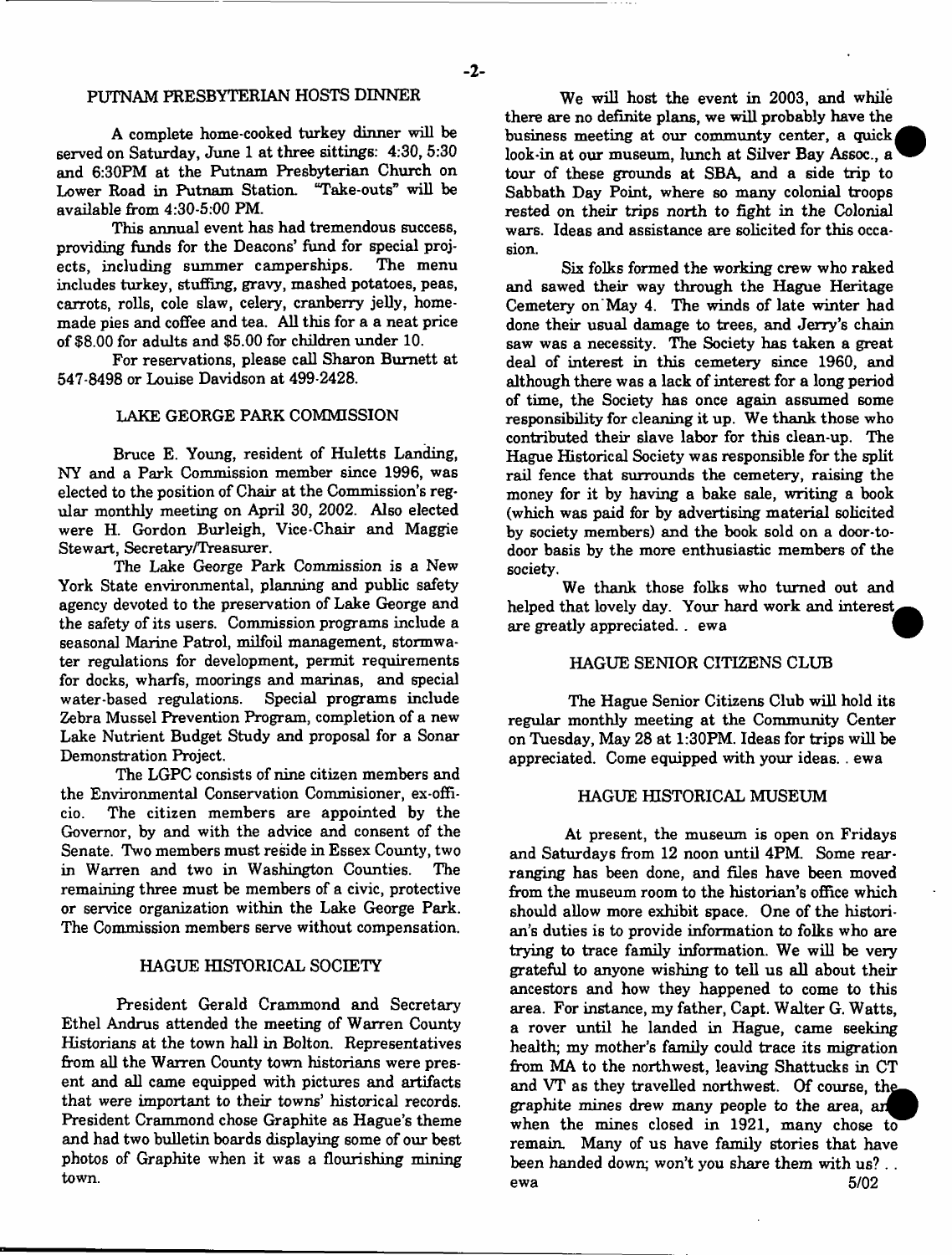## PUTNAM PRESBYTERIAN HOSTS DINNER

A complete home-cooked turkey dinner will be served on Saturday, June 1 at three sittings: 4:30, 5:30 and 6:30PM at the Putnam Presbyterian Church on Lower Road in Putnam Station. "Take-outs" will be available from 4:30-5:00 PM.

This annual event has had tremendous success, providing funds for the Deacons' fund for special projects, including summer camperships. The menu includes turkey, stuffing, gravy, mashed potatoes, peas, carrots, rolls, cole slaw, celery, cranberry jelly, homemade pies and coffee and tea. All this for a a neat price of $8.00 for adults and $5.00 for children under 10.

For reservations, please call Sharon Burnett at 547-8498 or Louise Davidson at 499-2428.

## LAKE GEORGE PARK COMMISSION

Bruce E. Young, resident of Huletts Landing, NY and a Park Commission member since 1996, was elected to the position of Chair at the Commission's regular monthly meeting on April 30, 2002. Also elected were H. Gordon Burleigh, Vice-Chair and Maggie Stewart, Secretary/Treasurer.

The Lake George Park Commission is a New York State environmental, planning and public safety agency devoted to the preservation of Lake George and the safety of its users. Commission programs include a seasonal Marine Patrol, milfoil management, stormwater regulations for development, permit requirements for docks, wharfs, moorings and marinas, and special water-based regulations. Special programs include Zebra Mussel Prevention Program, completion of a new Lake Nutrient Budget Study and proposal for a Sonar Demonstration Project.

The LGPC consists of nine citizen members and the Environmental Conservation Commisioner, ex-officio. The citizen members are appointed by the Governor, by and with the advice and consent of the Senate. Two members must reside in Essex County, two in Warren and two in Washington Counties. The remaining three must be members of a civic, protective or service organization within the Lake George Park. The Commission members serve without compensation.

## HAGUE HISTORICAL SOCIETY

President Gerald Crammond and Secretary Ethel Andrus attended the meeting of Warren County Historians at the town hall in Bolton. Representatives from all the Warren County town historians were present and all came equipped with pictures and artifacts that were important to their towns' historical records. President Crammond chose Graphite as Hague's theme and had two bulletin boards displaying some of our best photos of Graphite when it was a flourishing mining town.

We will host the event in 2003, and while there are no definite plans, we will probably have the business meeting at our communty center, a quick look-in at our museum, lunch at Silver Bay Assoc., a tour of these grounds at SBA, and a side trip to Sabbath Day Point, where so many colonial troops rested on their trips north to fight in the Colonial wars. Ideas and assistance are solicited for this occasion.

Six folks formed the working crew who raked and sawed their way through the Hague Heritage Cemetery on May 4. The winds of late winter had done their usual damage to trees, and Jerry's chain saw was a necessity. The Society has taken a great deal of interest in this cemetery since 1960, and although there was a lack of interest for a long period of time, the Society has once again assumed some responsibility for cleaning it up. We thank those who contributed their slave labor for this clean-up. The Hague Historical Society was responsible for the split rail fence that surrounds the cemetery, raising the money for it by having a bake sale, writing a book (which was paid for by advertising material solicited by society members) and the book sold on a door-to-door basis by the more enthusiastic members of the society.

We thank those folks who turned out and helped that lovely day. Your hard work and interest are greatly appreciated. . ewa

## HAGUE SENIOR CITIZENS CLUB

The Hague Senior Citizens Club will hold its regular monthly meeting at the Community Center on Tuesday, May 28 at 1:30PM. Ideas for trips will be appreciated. Come equipped with your ideas. . ewa

## HAGUE HISTORICAL MUSEUM

At present, the museum is open on Fridays and Saturdays from 12 noon until 4PM. Some rearranging has been done, and files have been moved from the museum room to the historian's office which should allow more exhibit space. One of the historian's duties is to provide information to folks who are trying to trace family information. We will be very grateful to anyone wishing to tell us all about their ancestors and how they happened to come to this area. For instance, my father, Capt. Walter G. Watts, a rover until he landed in Hague, came seeking health; my mother's family could trace its migration from MA to the northwest, leaving Shattucks in CT and VT as they travelled northwest. Of course, the graphite mines drew many people to the area, and when the mines closed in 1921, many chose to remain. Many of us have family stories that have been handed down; won't you share them with us? . . ewa 5/02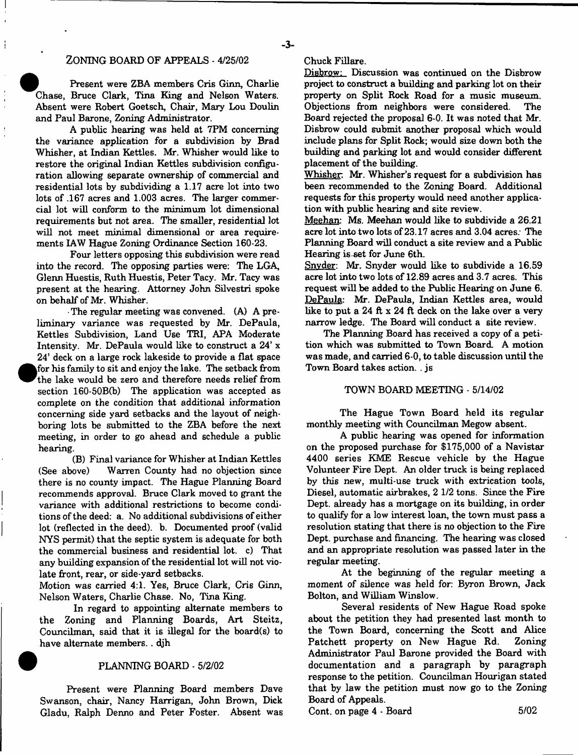## ZONING BOARD OF APPEALS - 4/25/02

Present were ZBA members Cris Ginn, Charlie Chase, Bruce Clark, Tina King and Nelson Waters. Absent were Robert Goetsch, Chair, Mary Lou Doulin and Paul Barone, Zoning Administrator.

A public hearing was held at 7PM concerning the variance application for a subdivision by Brad Whisher, at Indian Kettles. Mr. Whisher would like to restore the original Indian Kettles subdivision configuration allowing separate ownership of commercial and residential lots by subdividing a 1.17 acre lot into two lots of .167 acres and 1.003 acres. The larger commercial lot will conform to the minimum lot dimensional requirements but not area. The smaller, residential lot will not meet minimal dimensional or area requirements IAW Hague Zoning Ordinance Section 160-23.

Four letters opposing this subdivision were read into the record. The opposing parties were: The LGA, Glenn Huestis, Ruth Huestis, Peter Tacy. Mr. Tacy was present at the hearing. Attorney John Silvestri spoke on behalf of Mr. Whisher.

The regular meeting was convened. (A) A preliminary variance was requested by Mr. DePaula, Kettles Subdivision, Land Use TRI, APA Moderate Intensity. Mr. DePaula would like to construct a 24' x 24' deck on a large rock lakeside to provide a flat space for his family to sit and enjoy the lake. The setback from the lake would be zero and therefore needs relief from section 160-50B(b) The application was accepted as complete on the condition that additional information concerning side yard setbacks and the layout of neighboring lots be submitted to the ZBA before the next meeting, in order to go ahead and schedule a public hearing.

(B) Final variance for Whisher at Indian Kettles (See above) Warren County had no objection since there is no county impact. The Hague Planning Board recommends approval. Bruce Clark moved to grant the variance with additional restrictions to become conditions of the deed: a. No additional subdivisions of either lot (reflected in the deed). b. Documented proof (valid NYS permit) that the septic system is adequate for both the commercial business and residential lot. c) That any building expansion of the residential lot will not violate front, rear, or side-yard setbacks.

Motion was carried 4:1. Yes, Bruce Clark, Cris Ginn, Nelson Waters, Charlie Chase. No, Tina King.

In regard to appointing alternate members to the Zoning and Planning Boards, Art Steitz, Councilman, said that it is illegal for the board(s) to have alternate members. . djh

## PLANNING BOARD - 5/2/02

Present were Planning Board members Dave Swanson, chair, Nancy Harrigan, John Brown, Dick Gladu, Ralph Denno and Peter Foster. Absent was Chuck Fillare.

Disbrow: Discussion was continued on the Disbrow project to construct a building and parking lot on their property on Split Rock Road for a music museum. Objections from neighbors were considered. The Board rejected the proposal 6-0. It was noted that Mr. Disbrow could submit another proposal which would include plans for Split Rock; would size down both the building and parking lot and would consider different placement of the building.

Whisher: Mr. Whisher's request for a subdivision has been recommended to the Zoning Board. Additional requests for this property would need another application with public hearing and site review.

Meehan: Ms. Meehan would like to subdivide a 26.21 acre lot into two lots of 23.17 acres and 3.04 acres. The Planning Board will conduct a site review and a Public Hearing is set for June 6th.

Snyder: Mr. Snyder would like to subdivide a 16.59 acre lot into two lots of 12.89 acres and 3.7 acres. This request will be added to the Public Hearing on June 6.

DePaula: Mr. DePaula, Indian Kettles area, would like to put a 24 ft x 24 ft deck on the lake over a very narrow ledge. The Board will conduct a site review.

The Planning Board has received a copy of a petition which was submitted to Town Board. A motion was made, and carried 6-0, to table discussion until the Town Board takes action. . js

## TOWN BOARD MEETING - 5/14/02

The Hague Town Board held its regular monthly meeting with Councilman Megow absent.

A public hearing was opened for information on the proposed purchase for $175,000 of a Navistar 4400 series KME Rescue vehicle by the Hague Volunteer Fire Dept. An older truck is being replaced by this new, multi-use truck with extrication tools, Diesel, automatic airbrakes, 2 1/2 tons. Since the Fire Dept. already has a mortgage on its building, in order to qualify for a low interest loan, the town must pass a resolution stating that there is no objection to the Fire Dept. purchase and financing. The hearing was closed and an appropriate resolution was passed later in the regular meeting.

At the beginning of the regular meeting a moment of silence was held for: Byron Brown, Jack Bolton, and William Winslow.

Several residents of New Hague Road spoke about the petition they had presented last month to the Town Board, concerning the Scott and Alice Patchett property on New Hague Rd. Zoning Administrator Paul Barone provided the Board with documentation and a paragraph by paragraph response to the petition. Councilman Hourigan stated that by law the petition must now go to the Zoning Board of Appeals.

Cont. on page 4 - Board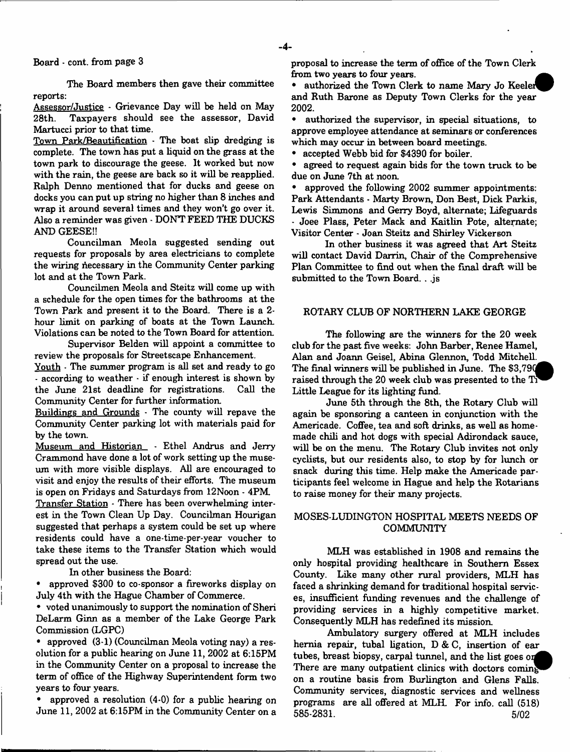Board - cont. from page 3

The Board members then gave their committee reports:

Assessor/Justice - Grievance Day will be held on May 28th. Taxpayers should see the assessor, David Martucci prior to that time.

Town Park/Beautification - The boat slip dredging is complete. The town has put a liquid on the grass at the town park to discourage the geese. It worked but now with the rain, the geese are back so it will be reapplied. Ralph Denno mentioned that for ducks and geese on docks you can put up string no higher than 8 inches and wrap it around several times and they won't go over it. Also a reminder was given - DON'T FEED THE DUCKS AND GEESE!!

Councilman Meola suggested sending out requests for proposals by area electricians to complete the wiring necessary in the Community Center parking lot and at the Town Park.

Councilmen Meola and Steitz will come up with a schedule for the open times for the bathrooms at the Town Park and present it to the Board. There is a 2-hour limit on parking of boats at the Town Launch. Violations can be noted to the Town Board for attention.

Supervisor Belden will appoint a committee to review the proposals for Streetscape Enhancement.

Youth - The summer program is all set and ready to go - according to weather - if enough interest is shown by the June 21st deadline for registrations. Call the Community Center for further information.

Buildings and Grounds - The county will repave the Community Center parking lot with materials paid for by the town.

Museum and Historian - Ethel Andrus and Jerry Crammond have done a lot of work setting up the museum with more visible displays. All are encouraged to visit and enjoy the results of their efforts. The museum is open on Fridays and Saturdays from 12Noon - 4PM.

Transfer Station - There has been overwhelming interest in the Town Clean Up Day. Councilman Hourigan suggested that perhaps a system could be set up where residents could have a one-time-per-year voucher to take these items to the Transfer Station which would spread out the use.

In other business the Board:

- approved $300 to co-sponsor a fireworks display on July 4th with the Hague Chamber of Commerce.
- voted unanimously to support the nomination of Sheri DeLarm Ginn as a member of the Lake George Park Commission (LGPC)
- approved (3-1) (Councilman Meola voting nay) a resolution for a public hearing on June 11, 2002 at 6:15PM in the Community Center on a proposal to increase the term of office of the Highway Superintendent form two years to four years.
- approved a resolution (4-0) for a public hearing on June 11, 2002 at 6:15PM in the Community Center on a proposal to increase the term of office of the Town Clerk from two years to four years.
- authorized the Town Clerk to name Mary Jo Keeler and Ruth Barone as Deputy Town Clerks for the year 2002.
- authorized the supervisor, in special situations, to approve employee attendance at seminars or conferences which may occur in between board meetings.
- accepted Webb bid for $4390 for boiler.
- agreed to request again bids for the town truck to be due on June 7th at noon.
- approved the following 2002 summer appointments: Park Attendants - Marty Brown, Don Best, Dick Parkis, Lewis Simmons and Gerry Boyd, alternate; Lifeguards - Joee Plass, Peter Mack and Kaitlin Pote, alternate; Visitor Center - Joan Steitz and Shirley Vickerson

In other business it was agreed that Art Steitz will contact David Darrin, Chair of the Comprehensive Plan Committee to find out when the final draft will be submitted to the Town Board. . .js

## ROTARY CLUB OF NORTHERN LAKE GEORGE

The following are the winners for the 20 week club for the past five weeks: John Barber, Renee Hamel, Alan and Joann Geisel, Abina Glennon, Todd Mitchell. The final winners will be published in June. The $3,790 raised through the 20 week club was presented to the Ti Little League for its lighting fund.

June 5th through the 8th, the Rotary Club will again be sponsoring a canteen in conjunction with the Americade. Coffee, tea and soft drinks, as well as homemade chili and hot dogs with special Adirondack sauce, will be on the menu. The Rotary Club invites not only cyclists, but our residents also, to stop by for lunch or snack during this time. Help make the Americade participants feel welcome in Hague and help the Rotarians to raise money for their many projects.

## MOSES-LUDINGTON HOSPITAL MEETS NEEDS OF COMMUNITY

MLH was established in 1908 and remains the only hospital providing healthcare in Southern Essex County. Like many other rural providers, MLH has faced a shrinking demand for traditional hospital services, insufficient funding revenues and the challenge of providing services in a highly competitive market. Consequently MLH has redefined its mission.

Ambulatory surgery offered at MLH includes hernia repair, tubal ligation, D & C, insertion of ear tubes, breast biopsy, carpal tunnel, and the list goes on. There are many outpatient clinics with doctors coming on a routine basis from Burlington and Glens Falls. Community services, diagnostic services and wellness programs are all offered at MLH. For info. call (518) 585-2831. 5/02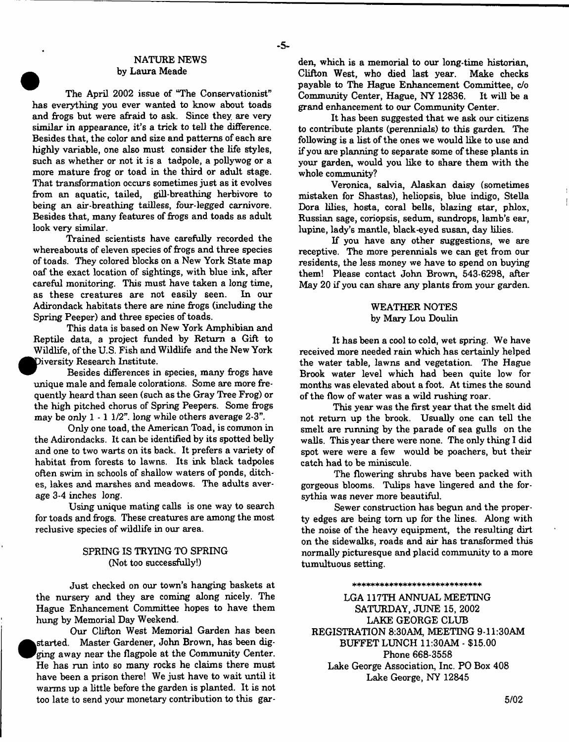## NATURE NEWS
by Laura Meade

The April 2002 issue of "The Conservationist" has everything you ever wanted to know about toads and frogs but were afraid to ask. Since they are very similar in appearance, it's a trick to tell the difference. Besides that, the color and size and patterns of each are highly variable, one also must consider the life styles, such as whether or not it is a tadpole, a pollywog or a more mature frog or toad in the third or adult stage. That transformation occurs sometimes just as it evolves from an aquatic, tailed, gill-breathing herbivore to being an air-breathing tailless, four-legged carnivore. Besides that, many features of frogs and toads as adult look very similar.

Trained scientists have carefully recorded the whereabouts of eleven species of frogs and three species of toads. They colored blocks on a New York State map oaf the exact location of sightings, with blue ink, after careful monitoring. This must have taken a long time, as these creatures are not easily seen. In our Adirondack habitats there are nine frogs (including the Spring Peeper) and three species of toads.

This data is based on New York Amphibian and Reptile data, a project funded by Return a Gift to Wildlife, of the U.S. Fish and Wildlife and the New York Diversity Research Institute.

Besides differences in species, many frogs have unique male and female colorations. Some are more frequently heard than seen (such as the Gray Tree Frog) or the high pitched chorus of Spring Peepers. Some frogs may be only 1 - 1 1/2". long while others average 2-3".

Only one toad, the American Toad, is common in the Adirondacks. It can be identified by its spotted belly and one to two warts on its back. It prefers a variety of habitat from forests to lawns. Its ink black tadpoles often swim in schools of shallow waters of ponds, ditches, lakes and marshes and meadows. The adults average 3-4 inches long.

Using unique mating calls is one way to search for toads and frogs. These creatures are among the most reclusive species of wildlife in our area.

## SPRING IS TRYING TO SPRING
(Not too successfully!)

Just checked on our town's hanging baskets at the nursery and they are coming along nicely. The Hague Enhancement Committee hopes to have them hung by Memorial Day Weekend.

Our Clifton West Memorial Garden has been started. Master Gardener, John Brown, has been digging away near the flagpole at the Community Center. He has run into so many rocks he claims there must have been a prison there! We just have to wait until it warms up a little before the garden is planted. It is not too late to send your monetary contribution to this garden, which is a memorial to our long-time historian, Clifton West, who died last year. Make checks payable to The Hague Enhancement Committee, c/o Community Center, Hague, NY 12836. It will be a grand enhancement to our Community Center.

It has been suggested that we ask our citizens to contribute plants (perennials) to this garden. The following is a list of the ones we would like to use and if you are planning to separate some of these plants in your garden, would you like to share them with the whole community?

Veronica, salvia, Alaskan daisy (sometimes mistaken for Shastas), heliopsis, blue indigo, Stella Dora lilies, hosta, coral bells, blazing star, phlox, Russian sage, coriopsis, sedum, sundrops, lamb's ear, lupine, lady's mantle, black-eyed susan, day lilies.

If you have any other suggestions, we are receptive. The more perennials we can get from our residents, the less money we have to spend on buying them! Please contact John Brown, 543-6298, after May 20 if you can share any plants from your garden.

## WEATHER NOTES
by Mary Lou Doulin

It has been a cool to cold, wet spring. We have received more needed rain which has certainly helped the water table, lawns and vegetation. The Hague Brook water level which had been quite low for months was elevated about a foot. At times the sound of the flow of water was a wild rushing roar.

This year was the first year that the smelt did not return up the brook. Usually one can tell the smelt are running by the parade of sea gulls on the walls. This year there were none. The only thing I did spot were were a few would be poachers, but their catch had to be miniscule.

The flowering shrubs have been packed with gorgeous blooms. Tulips have lingered and the forsythia was never more beautiful.

Sewer construction has begun and the property edges are being torn up for the lines. Along with the noise of the heavy equipment, the resulting dirt on the sidewalks, roads and air has transformed this normally picturesque and placid community to a more tumultuous setting.

*****************************

LGA 117TH ANNUAL MEETING
SATURDAY, JUNE 15, 2002
LAKE GEORGE CLUB
REGISTRATION 8:30AM, MEETING 9-11:30AM
BUFFET LUNCH 11:30AM - $15.00
Phone 668-3558
Lake George Association, Inc. PO Box 408
Lake George, NY 12845

5/02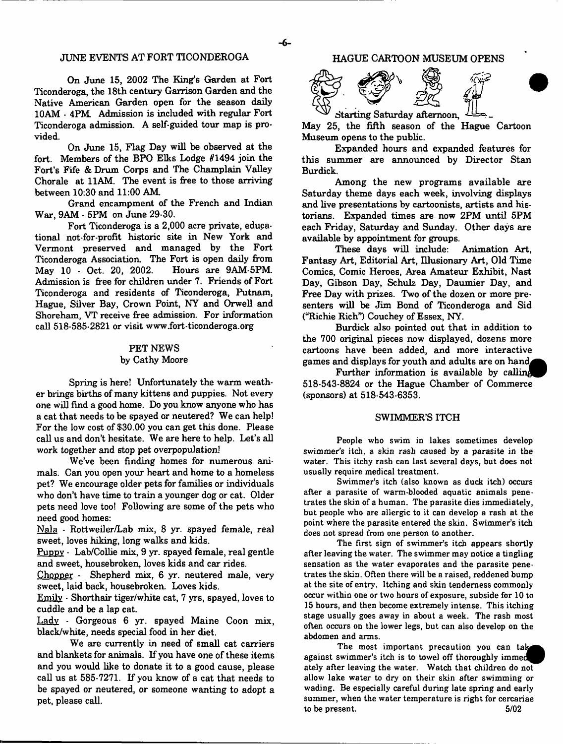## JUNE EVENTS AT FORT TICONDEROGA

On June 15, 2002 The King's Garden at Fort Ticonderoga, the 18th century Garrison Garden and the Native American Garden open for the season daily 10AM - 4PM. Admission is included with regular Fort Ticonderoga admission. A self-guided tour map is provided.

On June 15, Flag Day will be observed at the fort. Members of the BPO Elks Lodge #1494 join the Fort's Fife & Drum Corps and The Champlain Valley Chorale at 11AM. The event is free to those arriving between 10:30 and 11:00 AM.

Grand encampment of the French and Indian War, 9AM - 5PM on June 29-30.

Fort Ticonderoga is a 2,000 acre private, educational not-for-profit historic site in New York and Vermont preserved and managed by the Fort Ticonderoga Association. The Fort is open daily from May 10 - Oct. 20, 2002. Hours are 9AM-5PM. Admission is free for children under 7. Friends of Fort Ticonderoga and residents of Ticonderoga, Putnam, Hague, Silver Bay, Crown Point, NY and Orwell and Shoreham, VT receive free admission. For information call 518-585-2821 or visit www.fort-ticonderoga.org

## PET NEWS

by Cathy Moore

Spring is here! Unfortunately the warm weather brings births of many kittens and puppies. Not every one will find a good home. Do you know anyone who has a cat that needs to be spayed or neutered? We can help! For the low cost of $30.00 you can get this done. Please call us and don't hesitate. We are here to help. Let's all work together and stop pet overpopulation!

We've been finding homes for numerous animals. Can you open your heart and home to a homeless pet? We encourage older pets for families or individuals who don't have time to train a younger dog or cat. Older pets need love too! Following are some of the pets who need good homes:

Nala - Rottweiler/Lab mix, 8 yr. spayed female, real sweet, loves hiking, long walks and kids.

Puppy - Lab/Collie mix, 9 yr. spayed female, real gentle and sweet, housebroken, loves kids and car rides.

Chopper - Shepherd mix, 6 yr. neutered male, very sweet, laid back, housebroken. Loves kids.

Emily - Shorthair tiger/white cat, 7 yrs, spayed, loves to cuddle and be a lap cat.

Lady - Gorgeous 6 yr. spayed Maine Coon mix, black/white, needs special food in her diet.

We are currently in need of small cat carriers and blankets for animals. If you have one of these items and you would like to donate it to a good cause, please call us at 585-7271. If you know of a cat that needs to be spayed or neutered, or someone wanting to adopt a pet, please call.

## HAGUE CARTOON MUSEUM OPENS

Starting Saturday afternoon, May 25, the fifth season of the Hague Cartoon Museum opens to the public.

Expanded hours and expanded features for this summer are announced by Director Stan Burdick.

Among the new programs available are Saturday theme days each week, involving displays and live presentations by cartoonists, artists and historians. Expanded times are now 2PM until 5PM each Friday, Saturday and Sunday. Other days are available by appointment for groups.

These days will include: Animation Art, Fantasy Art, Editorial Art, Illusionary Art, Old Time Comics, Comic Heroes, Area Amateur Exhibit, Nast Day, Gibson Day, Schulz Day, Daumier Day, and Free Day with prizes. Two of the dozen or more presenters will be Jim Bond of Ticonderoga and Sid ("Richie Rich") Couchey of Essex, NY.

Burdick also pointed out that in addition to the 700 original pieces now displayed, dozens more cartoons have been added, and more interactive games and displays for youth and adults are on hand.

Further information is available by calling 518-543-8824 or the Hague Chamber of Commerce (sponsors) at 518-543-6353.

## SWIMMER'S ITCH

People who swim in lakes sometimes develop swimmer's itch, a skin rash caused by a parasite in the water. This itchy rash can last several days, but does not usually require medical treatment.

Swimmer's itch (also known as duck itch) occurs after a parasite of warm-blooded aquatic animals penetrates the skin of a human. The parasite dies immediately, but people who are allergic to it can develop a rash at the point where the parasite entered the skin. Swimmer's itch does not spread from one person to another.

The first sign of swimmer's itch appears shortly after leaving the water. The swimmer may notice a tingling sensation as the water evaporates and the parasite penetrates the skin. Often there will be a raised, reddened bump at the site of entry. Itching and skin tenderness commonly occur within one or two hours of exposure, subside for 10 to 15 hours, and then become extremely intense. This itching stage usually goes away in about a week. The rash most often occurs on the lower legs, but can also develop on the abdomen and arms.

The most important precaution you can take against swimmer's itch is to towel off thoroughly immediately after leaving the water. Watch that children do not allow lake water to dry on their skin after swimming or wading. Be especially careful during late spring and early summer, when the water temperature is right for cercariae to be present. 5/02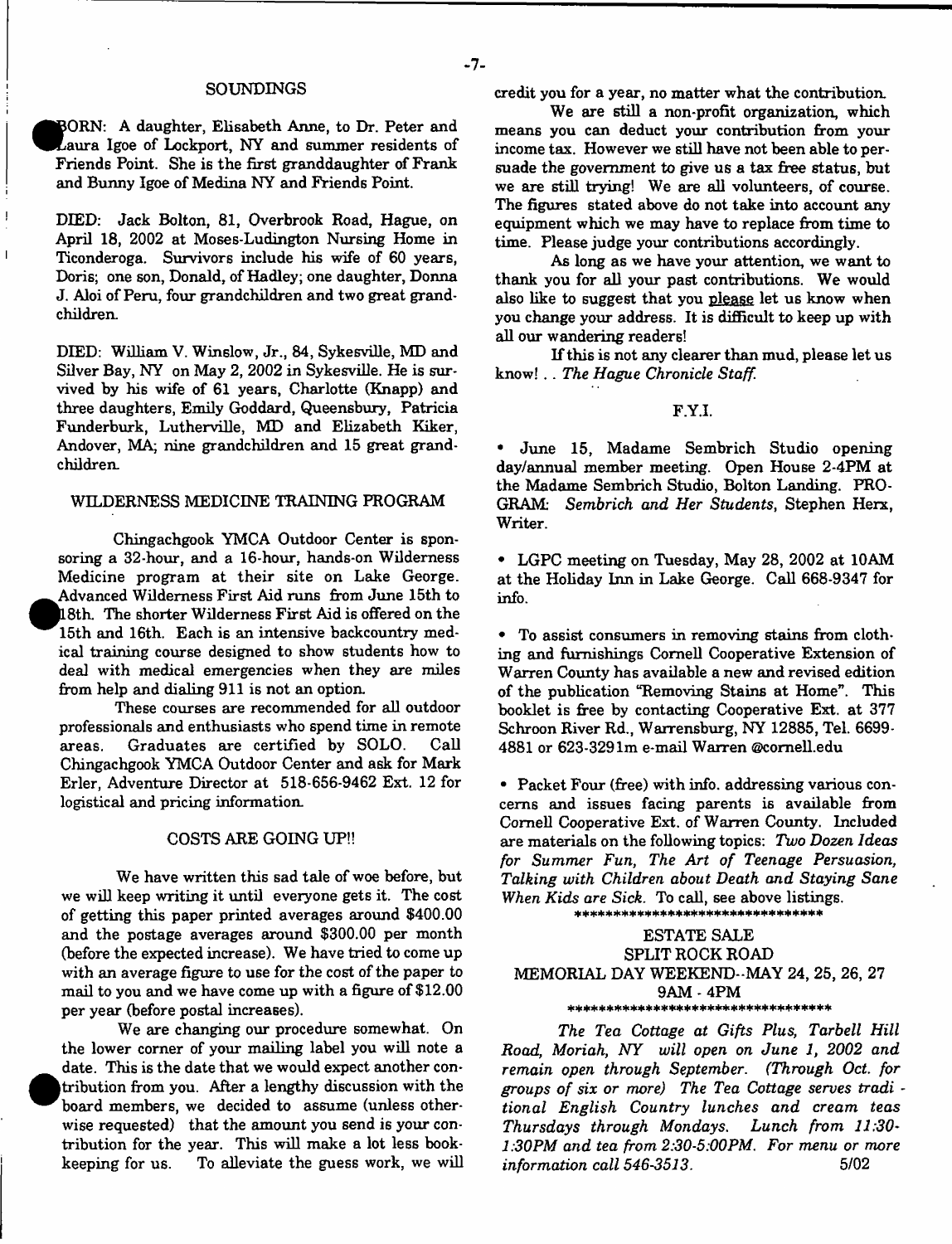## SOUNDINGS

BORN: A daughter, Elisabeth Anne, to Dr. Peter and Laura Igoe of Lockport, NY and summer residents of Friends Point. She is the first granddaughter of Frank and Bunny Igoe of Medina NY and Friends Point.

DIED: Jack Bolton, 81, Overbrook Road, Hague, on April 18, 2002 at Moses-Ludington Nursing Home in Ticonderoga. Survivors include his wife of 60 years, Doris; one son, Donald, of Hadley; one daughter, Donna J. Aloi of Peru, four grandchildren and two great grandchildren.

DIED: William V. Winslow, Jr., 84, Sykesville, MD and Silver Bay, NY on May 2, 2002 in Sykesville. He is survived by his wife of 61 years, Charlotte (Knapp) and three daughters, Emily Goddard, Queensbury, Patricia Funderburk, Lutherville, MD and Elizabeth Kiker, Andover, MA; nine grandchildren and 15 great grandchildren.

## WILDERNESS MEDICINE TRAINING PROGRAM

Chingachgook YMCA Outdoor Center is sponsoring a 32-hour, and a 16-hour, hands-on Wilderness Medicine program at their site on Lake George. Advanced Wilderness First Aid runs from June 15th to 18th. The shorter Wilderness First Aid is offered on the 15th and 16th. Each is an intensive backcountry medical training course designed to show students how to deal with medical emergencies when they are miles from help and dialing 911 is not an option.

These courses are recommended for all outdoor professionals and enthusiasts who spend time in remote areas. Graduates are certified by SOLO. Call Chingachgook YMCA Outdoor Center and ask for Mark Erler, Adventure Director at 518-656-9462 Ext. 12 for logistical and pricing information.

## COSTS ARE GOING UP!!

We have written this sad tale of woe before, but we will keep writing it until everyone gets it. The cost of getting this paper printed averages around $400.00 and the postage averages around $300.00 per month (before the expected increase). We have tried to come up with an average figure to use for the cost of the paper to mail to you and we have come up with a figure of $12.00 per year (before postal increases).

We are changing our procedure somewhat. On the lower corner of your mailing label you will note a date. This is the date that we would expect another contribution from you. After a lengthy discussion with the board members, we decided to assume (unless otherwise requested) that the amount you send is your contribution for the year. This will make a lot less bookkeeping for us. To alleviate the guess work, we will credit you for a year, no matter what the contribution.

We are still a non-profit organization, which means you can deduct your contribution from your income tax. However we still have not been able to persuade the government to give us a tax free status, but we are still trying! We are all volunteers, of course. The figures stated above do not take into account any equipment which we may have to replace from time to time. Please judge your contributions accordingly.

As long as we have your attention, we want to thank you for all your past contributions. We would also like to suggest that you please let us know when you change your address. It is difficult to keep up with all our wandering readers!

If this is not any clearer than mud, please let us know! . . *The Hague Chronicle Staff.*

## F.Y.I.

- June 15, Madame Sembrich Studio opening day/annual member meeting. Open House 2-4PM at the Madame Sembrich Studio, Bolton Landing. PROGRAM: *Sembrich and Her Students*, Stephen Herx, Writer.

- LGPC meeting on Tuesday, May 28, 2002 at 10AM at the Holiday Inn in Lake George. Call 668-9347 for info.

- To assist consumers in removing stains from clothing and furnishings Cornell Cooperative Extension of Warren County has available a new and revised edition of the publication "Removing Stains at Home". This booklet is free by contacting Cooperative Ext. at 377 Schroon River Rd., Warrensburg, NY 12885, Tel. 6699-4881 or 623-3291m e-mail Warren @cornell.edu

- Packet Four (free) with info. addressing various concerns and issues facing parents is available from Cornell Cooperative Ext. of Warren County. Included are materials on the following topics: *Two Dozen Ideas for Summer Fun, The Art of Teenage Persuasion, Talking with Children about Death and Staying Sane When Kids are Sick.* To call, see above listings.

********************************

ESTATE SALE
SPLIT ROCK ROAD
MEMORIAL DAY WEEKEND--MAY 24, 25, 26, 27
9AM - 4PM

**********************************

*The Tea Cottage at Gifts Plus, Tarbell Hill Road, Moriah, NY will open on June 1, 2002 and remain open through September. (Through Oct. for groups of six or more) The Tea Cottage serves traditional English Country lunches and cream teas Thursdays through Mondays. Lunch from 11:30-1:30PM and tea from 2:30-5:00PM. For menu or more information call 546-3513.* 5/02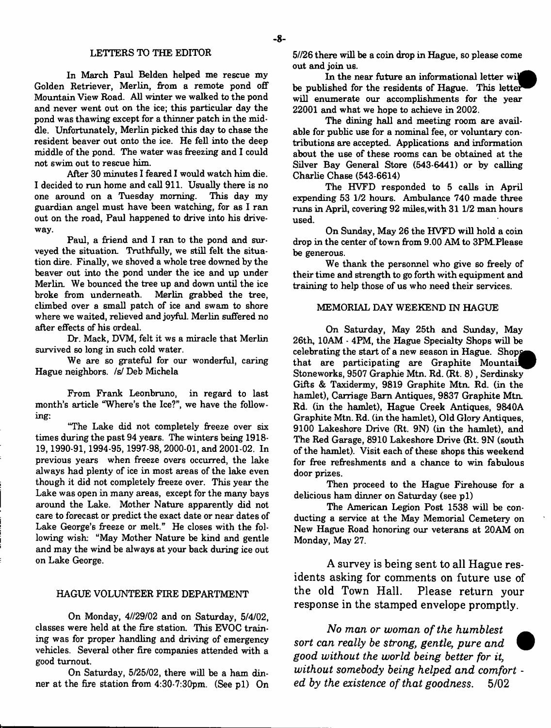## LETTERS TO THE EDITOR

In March Paul Belden helped me rescue my Golden Retriever, Merlin, from a remote pond off Mountain View Road. All winter we walked to the pond and never went out on the ice; this particular day the pond was thawing except for a thinner patch in the middle. Unfortunately, Merlin picked this day to chase the resident beaver out onto the ice. He fell into the deep middle of the pond. The water was freezing and I could not swim out to rescue him.

After 30 minutes I feared I would watch him die. I decided to run home and call 911. Usually there is no one around on a Tuesday morning. This day my guardian angel must have been watching, for as I ran out on the road, Paul happened to drive into his driveway.

Paul, a friend and I ran to the pond and surveyed the situation. Truthfully, we still felt the situation dire. Finally, we shoved a whole tree downed by the beaver out into the pond under the ice and up under Merlin. We bounced the tree up and down until the ice broke from underneath. Merlin grabbed the tree, climbed over a small patch of ice and swam to shore where we waited, relieved and joyful. Merlin suffered no after effects of his ordeal.

Dr. Mack, DVM, felt it ws a miracle that Merlin survived so long in such cold water.

We are so grateful for our wonderful, caring Hague neighbors. /s/ Deb Michela

From Frank Leonbruno, in regard to last month's article "Where's the Ice?", we have the following:

"The Lake did not completely freeze over six times during the past 94 years. The winters being 1918-19, 1990-91, 1994-95, 1997-98, 2000-01, and 2001-02. In previous years when freeze overs occurred, the lake always had plenty of ice in most areas of the lake even though it did not completely freeze over. This year the Lake was open in many areas, except for the many bays around the Lake. Mother Nature apparently did not care to forecast or predict the exact date or near dates of Lake George's freeze or melt." He closes with the following wish: "May Mother Nature be kind and gentle and may the wind be always at your back during ice out on Lake George.

## HAGUE VOLUNTEER FIRE DEPARTMENT

On Monday, 4//29/02 and on Saturday, 5/4/02, classes were held at the fire station. This EVOC training was for proper handling and driving of emergency vehicles. Several other fire companies attended with a good turnout.

On Saturday, 5/25/02, there will be a ham dinner at the fire station from 4:30-7:30pm. (See p1) On 5//26 there will be a coin drop in Hague, so please come out and join us.

In the near future an informational letter will be published for the residents of Hague. This letter will enumerate our accomplishments for the year 22001 and what we hope to achieve in 2002.

The dining hall and meeting room are available for public use for a nominal fee, or voluntary contributions are accepted. Applications and information about the use of these rooms can be obtained at the Silver Bay General Store (543-6441) or by calling Charlie Chase (543-6614)

The HVFD responded to 5 calls in April expending 53 1/2 hours. Ambulance 740 made three runs in April, covering 92 miles,with 31 1/2 man hours used.

On Sunday, May 26 the HVFD will hold a coin drop in the center of town from 9.00 AM to 3PM.Please be generous.

We thank the personnel who give so freely of their time and strength to go forth with equipment and training to help those of us who need their services.

## MEMORIAL DAY WEEKEND IN HAGUE

On Saturday, May 25th and Sunday, May 26th, 10AM - 4PM, the Hague Specialty Shops will be celebrating the start of a new season in Hague. Shops that are participating are Graphite Mountain Stoneworks, 9507 Graphie Mtn. Rd. (Rt. 8) , Serdinsky Gifts & Taxidermy, 9819 Graphite Mtn. Rd. (in the hamlet), Carriage Barn Antiques, 9837 Graphite Mtn. Rd. (in the hamlet), Hague Creek Antiques, 9840A Graphite Mtn. Rd. (in the hamlet), Old Glory Antiques, 9100 Lakeshore Drive (Rt. 9N) (in the hamlet), and The Red Garage, 8910 Lakeshore Drive (Rt. 9N (south of the hamlet). Visit each of these shops this weekend for free refreshments and a chance to win fabulous door prizes.

Then proceed to the Hague Firehouse for a delicious ham dinner on Saturday (see p1)

The American Legion Post 1538 will be conducting a service at the May Memorial Cemetery on New Hague Road honoring our veterans at 20AM on Monday, May 27.

A survey is being sent to all Hague residents asking for comments on future use of the old Town Hall. Please return your response in the stamped envelope promptly.

*No man or woman of the humblest sort can really be strong, gentle, pure and good without the world being better for it, without somebody being helped and comforted by the existence of that goodness.* 5/02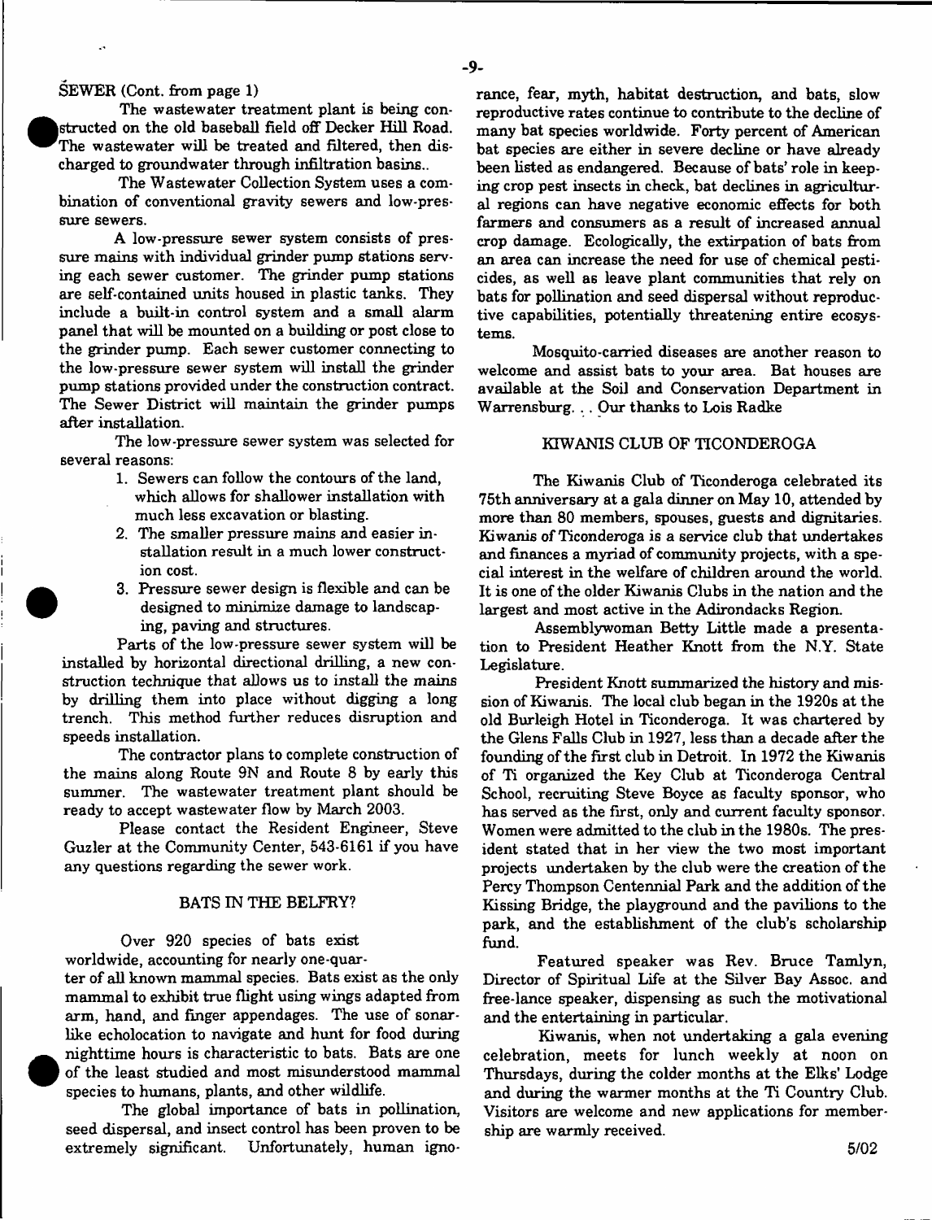SEWER (Cont. from page 1)

The wastewater treatment plant is being constructed on the old baseball field off Decker Hill Road. The wastewater will be treated and filtered, then discharged to groundwater through infiltration basins..

The Wastewater Collection System uses a combination of conventional gravity sewers and low-pressure sewers.

A low-pressure sewer system consists of pressure mains with individual grinder pump stations serving each sewer customer. The grinder pump stations are self-contained units housed in plastic tanks. They include a built-in control system and a small alarm panel that will be mounted on a building or post close to the grinder pump. Each sewer customer connecting to the low-pressure sewer system will install the grinder pump stations provided under the construction contract. The Sewer District will maintain the grinder pumps after installation.

The low-pressure sewer system was selected for several reasons:

1. Sewers can follow the contours of the land, which allows for shallower installation with much less excavation or blasting.
2. The smaller pressure mains and easier installation result in a much lower construction cost.
3. Pressure sewer design is flexible and can be designed to minimize damage to landscaping, paving and structures.

Parts of the low-pressure sewer system will be installed by horizontal directional drilling, a new construction technique that allows us to install the mains by drilling them into place without digging a long trench. This method further reduces disruption and speeds installation.

The contractor plans to complete construction of the mains along Route 9N and Route 8 by early this summer. The wastewater treatment plant should be ready to accept wastewater flow by March 2003.

Please contact the Resident Engineer, Steve Guzler at the Community Center, 543-6161 if you have any questions regarding the sewer work.

## BATS IN THE BELFRY?

Over 920 species of bats exist worldwide, accounting for nearly one-quarter of all known mammal species. Bats exist as the only mammal to exhibit true flight using wings adapted from arm, hand, and finger appendages. The use of sonar-like echolocation to navigate and hunt for food during nighttime hours is characteristic to bats. Bats are one of the least studied and most misunderstood mammal species to humans, plants, and other wildlife.

The global importance of bats in pollination, seed dispersal, and insect control has been proven to be extremely significant. Unfortunately, human ignorance, fear, myth, habitat destruction, and bats, slow reproductive rates continue to contribute to the decline of many bat species worldwide. Forty percent of American bat species are either in severe decline or have already been listed as endangered. Because of bats' role in keeping crop pest insects in check, bat declines in agricultural regions can have negative economic effects for both farmers and consumers as a result of increased annual crop damage. Ecologically, the extirpation of bats from an area can increase the need for use of chemical pesticides, as well as leave plant communities that rely on bats for pollination and seed dispersal without reproductive capabilities, potentially threatening entire ecosystems.

Mosquito-carried diseases are another reason to welcome and assist bats to your area. Bat houses are available at the Soil and Conservation Department in Warrensburg. . . Our thanks to Lois Radke

## KIWANIS CLUB OF TICONDEROGA

The Kiwanis Club of Ticonderoga celebrated its 75th anniversary at a gala dinner on May 10, attended by more than 80 members, spouses, guests and dignitaries. Kiwanis of Ticonderoga is a service club that undertakes and finances a myriad of community projects, with a special interest in the welfare of children around the world. It is one of the older Kiwanis Clubs in the nation and the largest and most active in the Adirondacks Region.

Assemblywoman Betty Little made a presentation to President Heather Knott from the N.Y. State Legislature.

President Knott summarized the history and mission of Kiwanis. The local club began in the 1920s at the old Burleigh Hotel in Ticonderoga. It was chartered by the Glens Falls Club in 1927, less than a decade after the founding of the first club in Detroit. In 1972 the Kiwanis of Ti organized the Key Club at Ticonderoga Central School, recruiting Steve Boyce as faculty sponsor, who has served as the first, only and current faculty sponsor. Women were admitted to the club in the 1980s. The president stated that in her view the two most important projects undertaken by the club were the creation of the Percy Thompson Centennial Park and the addition of the Kissing Bridge, the playground and the pavilions to the park, and the establishment of the club's scholarship fund.

Featured speaker was Rev. Bruce Tamlyn, Director of Spiritual Life at the Silver Bay Assoc. and free-lance speaker, dispensing as such the motivational and the entertaining in particular.

Kiwanis, when not undertaking a gala evening celebration, meets for lunch weekly at noon on Thursdays, during the colder months at the Elks' Lodge and during the warmer months at the Ti Country Club. Visitors are welcome and new applications for membership are warmly received.

5/02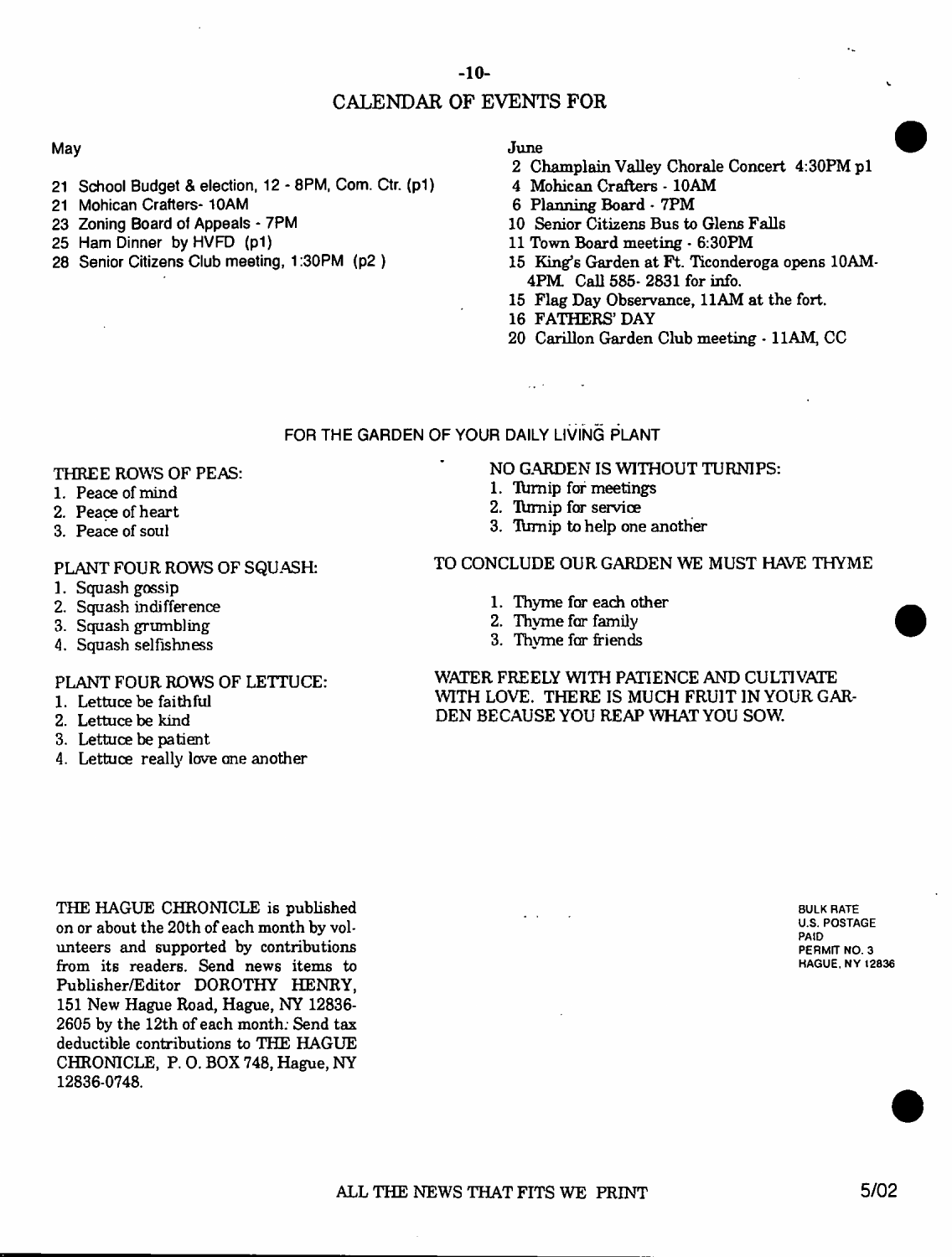# CALENDAR OF EVENTS FOR

**May**

- 21 School Budget & election, 12 - 8PM, Com. Ctr. (p1)
- 21 Mohican Crafters- 10AM
- 23 Zoning Board of Appeals - 7PM
- 25 Ham Dinner by HVFD (p1)
- 28 Senior Citizens Club meeting, 1:30PM (p2 )

**June**

- 2 Champlain Valley Chorale Concert 4:30PM p1
- 4 Mohican Crafters - 10AM
- 6 Planning Board - 7PM
- 10 Senior Citizens Bus to Glens Falls
- 11 Town Board meeting - 6:30PM
- 15 King's Garden at Ft. Ticonderoga opens 10AM-4PM. Call 585- 2831 for info.
- 15 Flag Day Observance, 11AM at the fort.
- 16 FATHERS' DAY
- 20 Carillon Garden Club meeting - 11AM, CC

## FOR THE GARDEN OF YOUR DAILY LIVING PLANT

THREE ROWS OF PEAS:

1. Peace of mind
2. Peace of heart
3. Peace of soul

PLANT FOUR ROWS OF SQUASH:

1. Squash gossip
2. Squash indifference
3. Squash grumbling
4. Squash selfishness

PLANT FOUR ROWS OF LETTUCE:

1. Lettuce be faithful
2. Lettuce be kind
3. Lettuce be patient
4. Lettuce really love one another

NO GARDEN IS WITHOUT TURNIPS:

1. Turnip for meetings
2. Turnip for service
3. Turnip to help one another

TO CONCLUDE OUR GARDEN WE MUST HAVE THYME

1. Thyme for each other
2. Thyme for family
3. Thyme for friends

WATER FREELY WITH PATIENCE AND CULTIVATE WITH LOVE. THERE IS MUCH FRUIT IN YOUR GARDEN BECAUSE YOU REAP WHAT YOU SOW.

THE HAGUE CHRONICLE is published on or about the 20th of each month by volunteers and supported by contributions from its readers. Send news items to Publisher/Editor DOROTHY HENRY, 151 New Hague Road, Hague, NY 12836-2605 by the 12th of each month. Send tax deductible contributions to THE HAGUE CHRONICLE, P. O. BOX 748, Hague, NY 12836-0748.

BULK RATE
U.S. POSTAGE
PAID
PERMIT NO. 3
HAGUE, NY 12836

ALL THE NEWS THAT FITS WE PRINT

5/02